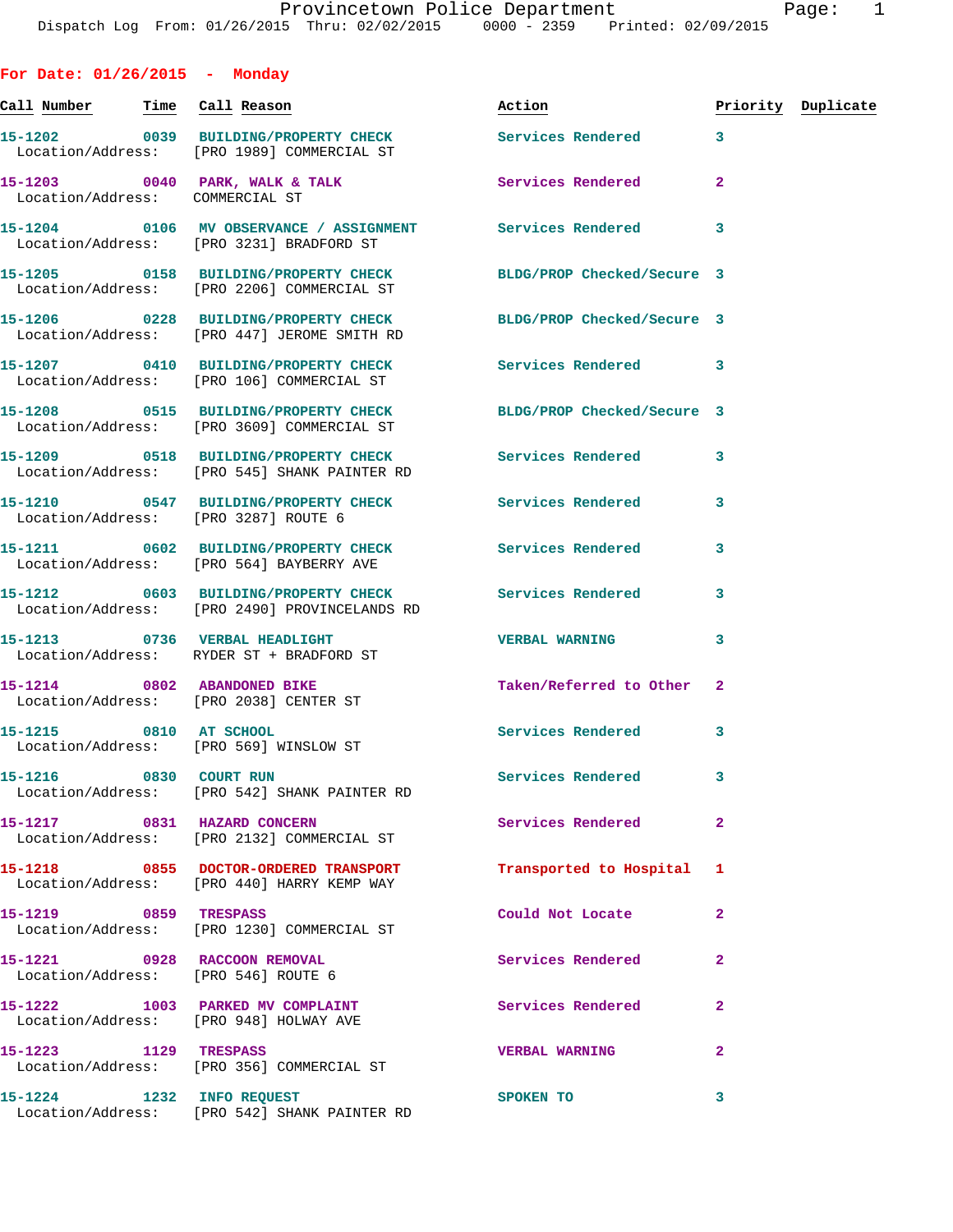Provincetown Police Department
Dispatch Log From: 01/26/2015 Thru: 02/02/2015 0000 - 2359 Printed: 02/09/2015

## For Date: 01/26/2015 - Monday

| Call Number | Time | Call Reason | Action | Priority | Duplicate |
|---|---|---|---|---|---|
| 15-1202 | 0039 | BUILDING/PROPERTY CHECK<br>Location/Address: [PRO 1989] COMMERCIAL ST | Services Rendered | 3 | |
| 15-1203 | 0040 | PARK, WALK & TALK<br>Location/Address: COMMERCIAL ST | Services Rendered | 2 | |
| 15-1204 | 0106 | MV OBSERVANCE / ASSIGNMENT<br>Location/Address: [PRO 3231] BRADFORD ST | Services Rendered | 3 | |
| 15-1205 | 0158 | BUILDING/PROPERTY CHECK<br>Location/Address: [PRO 2206] COMMERCIAL ST | BLDG/PROP Checked/Secure | 3 | |
| 15-1206 | 0228 | BUILDING/PROPERTY CHECK<br>Location/Address: [PRO 447] JEROME SMITH RD | BLDG/PROP Checked/Secure | 3 | |
| 15-1207 | 0410 | BUILDING/PROPERTY CHECK<br>Location/Address: [PRO 106] COMMERCIAL ST | Services Rendered | 3 | |
| 15-1208 | 0515 | BUILDING/PROPERTY CHECK<br>Location/Address: [PRO 3609] COMMERCIAL ST | BLDG/PROP Checked/Secure | 3 | |
| 15-1209 | 0518 | BUILDING/PROPERTY CHECK<br>Location/Address: [PRO 545] SHANK PAINTER RD | Services Rendered | 3 | |
| 15-1210 | 0547 | BUILDING/PROPERTY CHECK<br>Location/Address: [PRO 3287] ROUTE 6 | Services Rendered | 3 | |
| 15-1211 | 0602 | BUILDING/PROPERTY CHECK<br>Location/Address: [PRO 564] BAYBERRY AVE | Services Rendered | 3 | |
| 15-1212 | 0603 | BUILDING/PROPERTY CHECK<br>Location/Address: [PRO 2490] PROVINCELANDS RD | Services Rendered | 3 | |
| 15-1213 | 0736 | VERBAL HEADLIGHT<br>Location/Address: RYDER ST + BRADFORD ST | VERBAL WARNING | 3 | |
| 15-1214 | 0802 | ABANDONED BIKE<br>Location/Address: [PRO 2038] CENTER ST | Taken/Referred to Other | 2 | |
| 15-1215 | 0810 | AT SCHOOL<br>Location/Address: [PRO 569] WINSLOW ST | Services Rendered | 3 | |
| 15-1216 | 0830 | COURT RUN<br>Location/Address: [PRO 542] SHANK PAINTER RD | Services Rendered | 3 | |
| 15-1217 | 0831 | HAZARD CONCERN<br>Location/Address: [PRO 2132] COMMERCIAL ST | Services Rendered | 2 | |
| 15-1218 | 0855 | DOCTOR-ORDERED TRANSPORT<br>Location/Address: [PRO 440] HARRY KEMP WAY | Transported to Hospital | 1 | |
| 15-1219 | 0859 | TRESPASS<br>Location/Address: [PRO 1230] COMMERCIAL ST | Could Not Locate | 2 | |
| 15-1221 | 0928 | RACCOON REMOVAL<br>Location/Address: [PRO 546] ROUTE 6 | Services Rendered | 2 | |
| 15-1222 | 1003 | PARKED MV COMPLAINT<br>Location/Address: [PRO 948] HOLWAY AVE | Services Rendered | 2 | |
| 15-1223 | 1129 | TRESPASS<br>Location/Address: [PRO 356] COMMERCIAL ST | VERBAL WARNING | 2 | |
| 15-1224 | 1232 | INFO REQUEST<br>Location/Address: [PRO 542] SHANK PAINTER RD | SPOKEN TO | 3 | |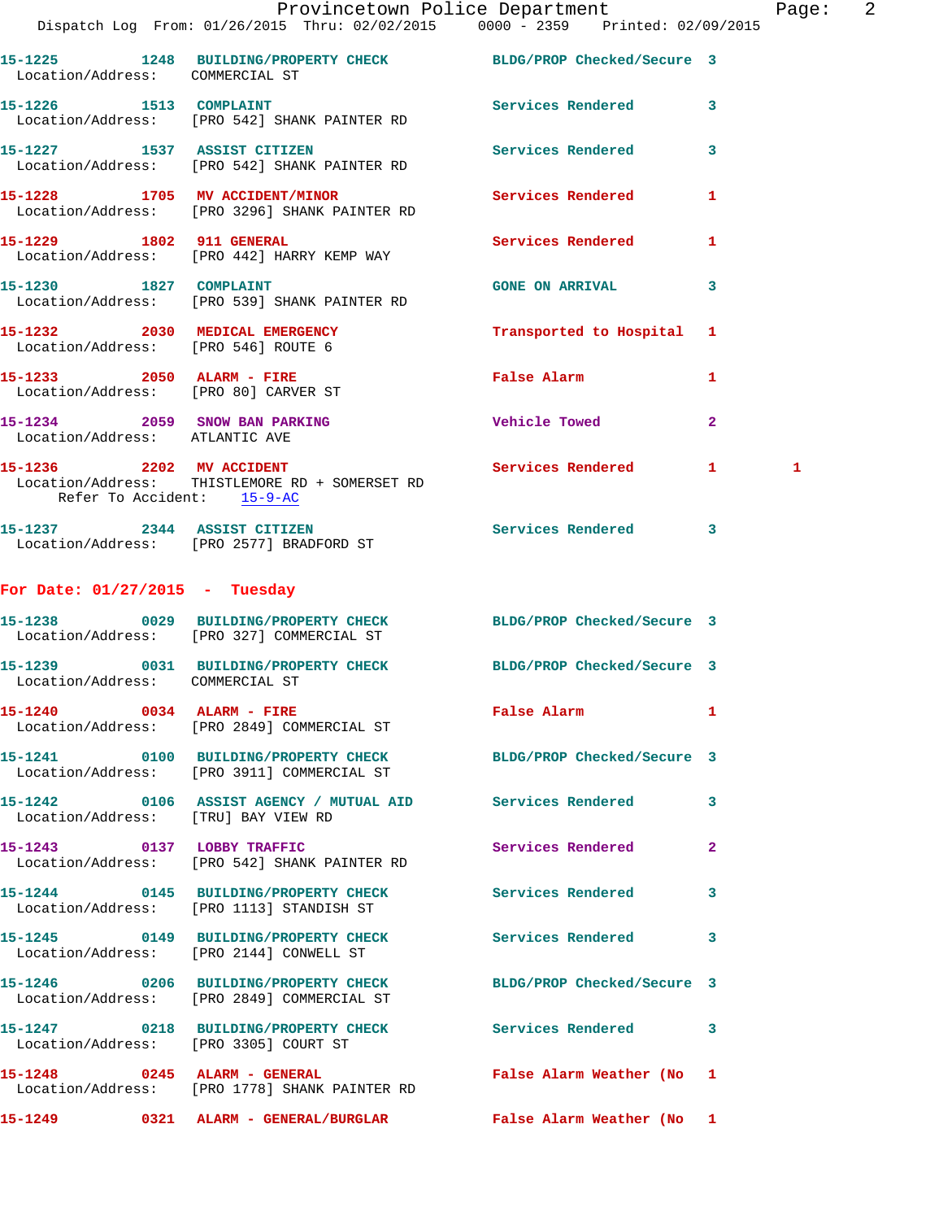15-1225 1248 BUILDING/PROPERTY CHECK BLDG/PROP Checked/Secure 3
Location/Address: COMMERCIAL ST

15-1226 1513 COMPLAINT Services Rendered 3
Location/Address: [PRO 542] SHANK PAINTER RD

15-1227 1537 ASSIST CITIZEN Services Rendered 3
Location/Address: [PRO 542] SHANK PAINTER RD

15-1228 1705 MV ACCIDENT/MINOR Services Rendered 1
Location/Address: [PRO 3296] SHANK PAINTER RD

15-1229 1802 911 GENERAL Services Rendered 1
Location/Address: [PRO 442] HARRY KEMP WAY

15-1230 1827 COMPLAINT GONE ON ARRIVAL 3
Location/Address: [PRO 539] SHANK PAINTER RD

15-1232 2030 MEDICAL EMERGENCY Transported to Hospital 1
Location/Address: [PRO 546] ROUTE 6

15-1233 2050 ALARM - FIRE False Alarm 1
Location/Address: [PRO 80] CARVER ST

15-1234 2059 SNOW BAN PARKING Vehicle Towed 2
Location/Address: ATLANTIC AVE

15-1236 2202 MV ACCIDENT Services Rendered 1 1
Location/Address: THISTLEMORE RD + SOMERSET RD
Refer To Accident: 15-9-AC

15-1237 2344 ASSIST CITIZEN Services Rendered 3
Location/Address: [PRO 2577] BRADFORD ST

## For Date: 01/27/2015 - Tuesday

15-1238 0029 BUILDING/PROPERTY CHECK BLDG/PROP Checked/Secure 3
Location/Address: [PRO 327] COMMERCIAL ST

15-1239 0031 BUILDING/PROPERTY CHECK BLDG/PROP Checked/Secure 3
Location/Address: COMMERCIAL ST

15-1240 0034 ALARM - FIRE False Alarm 1
Location/Address: [PRO 2849] COMMERCIAL ST

15-1241 0100 BUILDING/PROPERTY CHECK BLDG/PROP Checked/Secure 3
Location/Address: [PRO 3911] COMMERCIAL ST

15-1242 0106 ASSIST AGENCY / MUTUAL AID Services Rendered 3
Location/Address: [TRU] BAY VIEW RD

15-1243 0137 LOBBY TRAFFIC Services Rendered 2
Location/Address: [PRO 542] SHANK PAINTER RD

15-1244 0145 BUILDING/PROPERTY CHECK Services Rendered 3
Location/Address: [PRO 1113] STANDISH ST

15-1245 0149 BUILDING/PROPERTY CHECK Services Rendered 3
Location/Address: [PRO 2144] CONWELL ST

15-1246 0206 BUILDING/PROPERTY CHECK BLDG/PROP Checked/Secure 3
Location/Address: [PRO 2849] COMMERCIAL ST

15-1247 0218 BUILDING/PROPERTY CHECK Services Rendered 3
Location/Address: [PRO 3305] COURT ST

15-1248 0245 ALARM - GENERAL False Alarm Weather (No 1
Location/Address: [PRO 1778] SHANK PAINTER RD

15-1249 0321 ALARM - GENERAL/BURGLAR False Alarm Weather (No 1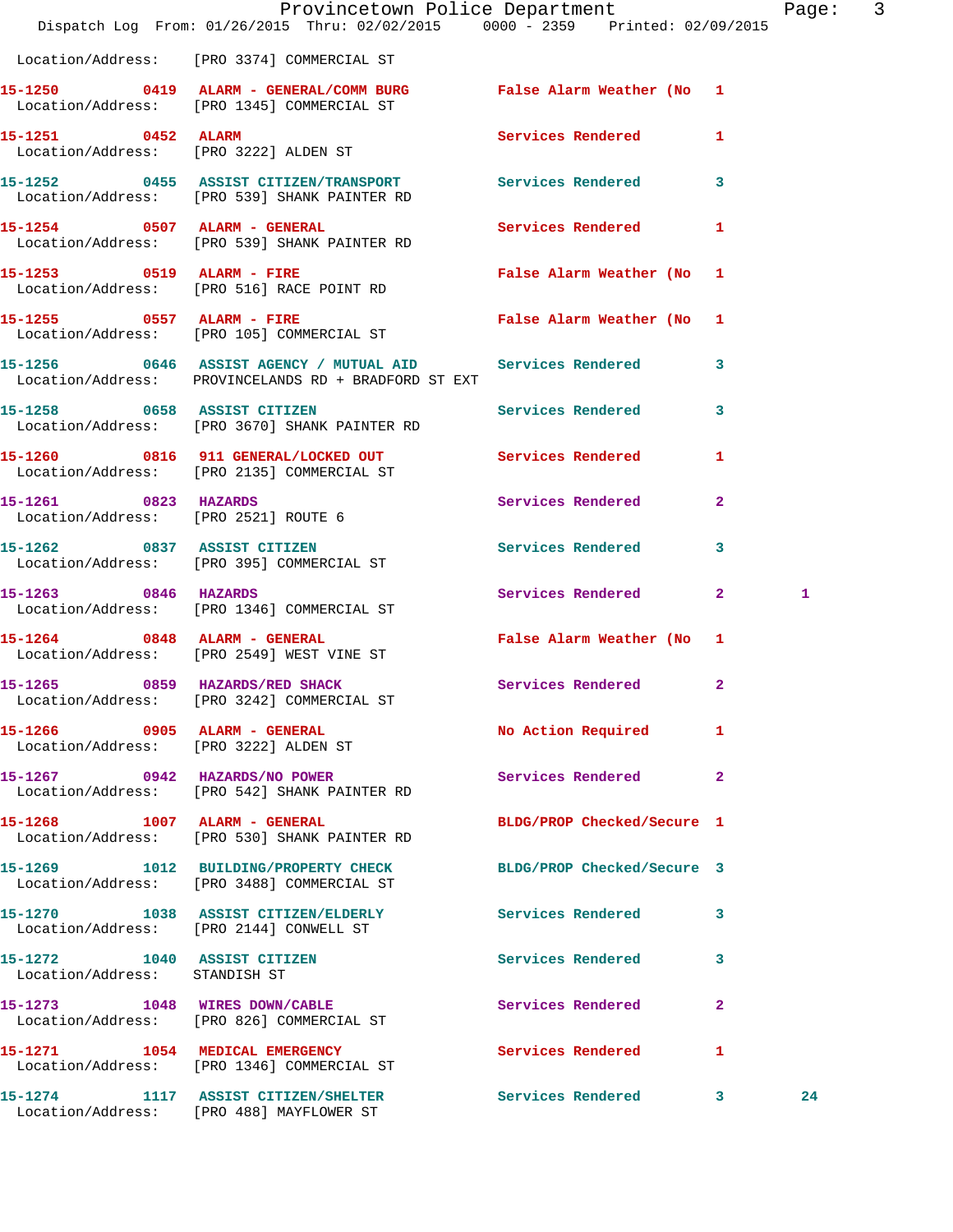Location/Address: [PRO 3374] COMMERCIAL ST

| Call # | Time | Call Reason | Action | Priority | |
|---|---|---|---|---|---|
| 15-1250 | 0419 | ALARM - GENERAL/COMM BURG | False Alarm Weather (No | 1 | |
| | | Location/Address: [PRO 1345] COMMERCIAL ST | | | |
| 15-1251 | 0452 | ALARM | Services Rendered | 1 | |
| | | Location/Address: [PRO 3222] ALDEN ST | | | |
| 15-1252 | 0455 | ASSIST CITIZEN/TRANSPORT | Services Rendered | 3 | |
| | | Location/Address: [PRO 539] SHANK PAINTER RD | | | |
| 15-1254 | 0507 | ALARM - GENERAL | Services Rendered | 1 | |
| | | Location/Address: [PRO 539] SHANK PAINTER RD | | | |
| 15-1253 | 0519 | ALARM - FIRE | False Alarm Weather (No | 1 | |
| | | Location/Address: [PRO 516] RACE POINT RD | | | |
| 15-1255 | 0557 | ALARM - FIRE | False Alarm Weather (No | 1 | |
| | | Location/Address: [PRO 105] COMMERCIAL ST | | | |
| 15-1256 | 0646 | ASSIST AGENCY / MUTUAL AID | Services Rendered | 3 | |
| | | Location/Address: PROVINCELANDS RD + BRADFORD ST EXT | | | |
| 15-1258 | 0658 | ASSIST CITIZEN | Services Rendered | 3 | |
| | | Location/Address: [PRO 3670] SHANK PAINTER RD | | | |
| 15-1260 | 0816 | 911 GENERAL/LOCKED OUT | Services Rendered | 1 | |
| | | Location/Address: [PRO 2135] COMMERCIAL ST | | | |
| 15-1261 | 0823 | HAZARDS | Services Rendered | 2 | |
| | | Location/Address: [PRO 2521] ROUTE 6 | | | |
| 15-1262 | 0837 | ASSIST CITIZEN | Services Rendered | 3 | |
| | | Location/Address: [PRO 395] COMMERCIAL ST | | | |
| 15-1263 | 0846 | HAZARDS | Services Rendered | 2 | 1 |
| | | Location/Address: [PRO 1346] COMMERCIAL ST | | | |
| 15-1264 | 0848 | ALARM - GENERAL | False Alarm Weather (No | 1 | |
| | | Location/Address: [PRO 2549] WEST VINE ST | | | |
| 15-1265 | 0859 | HAZARDS/RED SHACK | Services Rendered | 2 | |
| | | Location/Address: [PRO 3242] COMMERCIAL ST | | | |
| 15-1266 | 0905 | ALARM - GENERAL | No Action Required | 1 | |
| | | Location/Address: [PRO 3222] ALDEN ST | | | |
| 15-1267 | 0942 | HAZARDS/NO POWER | Services Rendered | 2 | |
| | | Location/Address: [PRO 542] SHANK PAINTER RD | | | |
| 15-1268 | 1007 | ALARM - GENERAL | BLDG/PROP Checked/Secure | 1 | |
| | | Location/Address: [PRO 530] SHANK PAINTER RD | | | |
| 15-1269 | 1012 | BUILDING/PROPERTY CHECK | BLDG/PROP Checked/Secure | 3 | |
| | | Location/Address: [PRO 3488] COMMERCIAL ST | | | |
| 15-1270 | 1038 | ASSIST CITIZEN/ELDERLY | Services Rendered | 3 | |
| | | Location/Address: [PRO 2144] CONWELL ST | | | |
| 15-1272 | 1040 | ASSIST CITIZEN | Services Rendered | 3 | |
| | | Location/Address: STANDISH ST | | | |
| 15-1273 | 1048 | WIRES DOWN/CABLE | Services Rendered | 2 | |
| | | Location/Address: [PRO 826] COMMERCIAL ST | | | |
| 15-1271 | 1054 | MEDICAL EMERGENCY | Services Rendered | 1 | |
| | | Location/Address: [PRO 1346] COMMERCIAL ST | | | |
| 15-1274 | 1117 | ASSIST CITIZEN/SHELTER | Services Rendered | 3 | 24 |
| | | Location/Address: [PRO 488] MAYFLOWER ST | | | |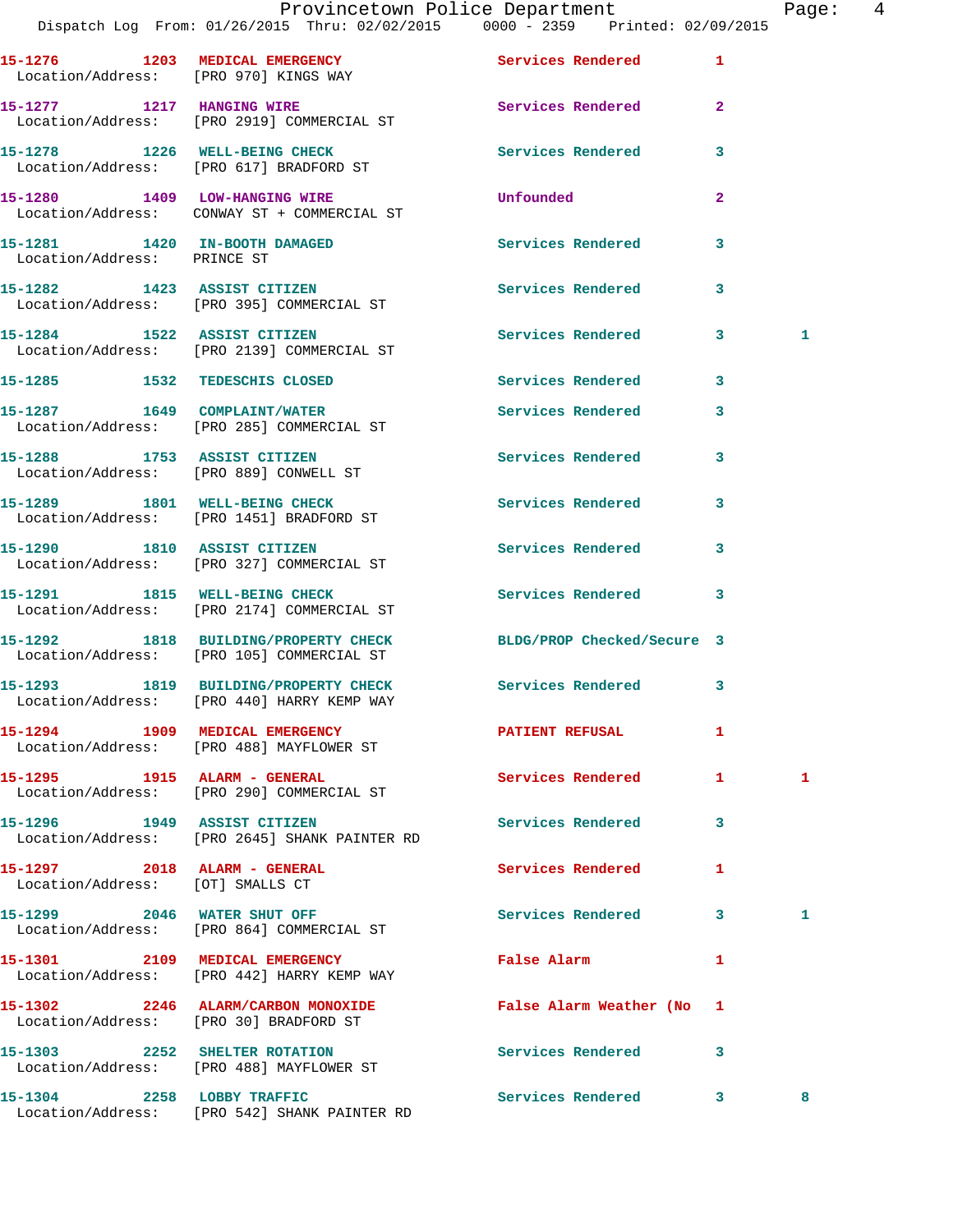| Call Number | Time | Call Reason | Action | Priority | |
|---|---|---|---|---|---|
| 15-1276 | 1203 | MEDICAL EMERGENCY | Services Rendered | 1 | |
| Location/Address: | | [PRO 970] KINGS WAY | | | |
| 15-1277 | 1217 | HANGING WIRE | Services Rendered | 2 | |
| Location/Address: | | [PRO 2919] COMMERCIAL ST | | | |
| 15-1278 | 1226 | WELL-BEING CHECK | Services Rendered | 3 | |
| Location/Address: | | [PRO 617] BRADFORD ST | | | |
| 15-1280 | 1409 | LOW-HANGING WIRE | Unfounded | 2 | |
| Location/Address: | | CONWAY ST + COMMERCIAL ST | | | |
| 15-1281 | 1420 | IN-BOOTH DAMAGED | Services Rendered | 3 | |
| Location/Address: | | PRINCE ST | | | |
| 15-1282 | 1423 | ASSIST CITIZEN | Services Rendered | 3 | |
| Location/Address: | | [PRO 395] COMMERCIAL ST | | | |
| 15-1284 | 1522 | ASSIST CITIZEN | Services Rendered | 3 | 1 |
| Location/Address: | | [PRO 2139] COMMERCIAL ST | | | |
| 15-1285 | 1532 | TEDESCHIS CLOSED | Services Rendered | 3 | |
| 15-1287 | 1649 | COMPLAINT/WATER | Services Rendered | 3 | |
| Location/Address: | | [PRO 285] COMMERCIAL ST | | | |
| 15-1288 | 1753 | ASSIST CITIZEN | Services Rendered | 3 | |
| Location/Address: | | [PRO 889] CONWELL ST | | | |
| 15-1289 | 1801 | WELL-BEING CHECK | Services Rendered | 3 | |
| Location/Address: | | [PRO 1451] BRADFORD ST | | | |
| 15-1290 | 1810 | ASSIST CITIZEN | Services Rendered | 3 | |
| Location/Address: | | [PRO 327] COMMERCIAL ST | | | |
| 15-1291 | 1815 | WELL-BEING CHECK | Services Rendered | 3 | |
| Location/Address: | | [PRO 2174] COMMERCIAL ST | | | |
| 15-1292 | 1818 | BUILDING/PROPERTY CHECK | BLDG/PROP Checked/Secure | 3 | |
| Location/Address: | | [PRO 105] COMMERCIAL ST | | | |
| 15-1293 | 1819 | BUILDING/PROPERTY CHECK | Services Rendered | 3 | |
| Location/Address: | | [PRO 440] HARRY KEMP WAY | | | |
| 15-1294 | 1909 | MEDICAL EMERGENCY | PATIENT REFUSAL | 1 | |
| Location/Address: | | [PRO 488] MAYFLOWER ST | | | |
| 15-1295 | 1915 | ALARM - GENERAL | Services Rendered | 1 | 1 |
| Location/Address: | | [PRO 290] COMMERCIAL ST | | | |
| 15-1296 | 1949 | ASSIST CITIZEN | Services Rendered | 3 | |
| Location/Address: | | [PRO 2645] SHANK PAINTER RD | | | |
| 15-1297 | 2018 | ALARM - GENERAL | Services Rendered | 1 | |
| Location/Address: | | [OT] SMALLS CT | | | |
| 15-1299 | 2046 | WATER SHUT OFF | Services Rendered | 3 | 1 |
| Location/Address: | | [PRO 864] COMMERCIAL ST | | | |
| 15-1301 | 2109 | MEDICAL EMERGENCY | False Alarm | 1 | |
| Location/Address: | | [PRO 442] HARRY KEMP WAY | | | |
| 15-1302 | 2246 | ALARM/CARBON MONOXIDE | False Alarm Weather (No | 1 | |
| Location/Address: | | [PRO 30] BRADFORD ST | | | |
| 15-1303 | 2252 | SHELTER ROTATION | Services Rendered | 3 | |
| Location/Address: | | [PRO 488] MAYFLOWER ST | | | |
| 15-1304 | 2258 | LOBBY TRAFFIC | Services Rendered | 3 | 8 |
| Location/Address: | | [PRO 542] SHANK PAINTER RD | | | |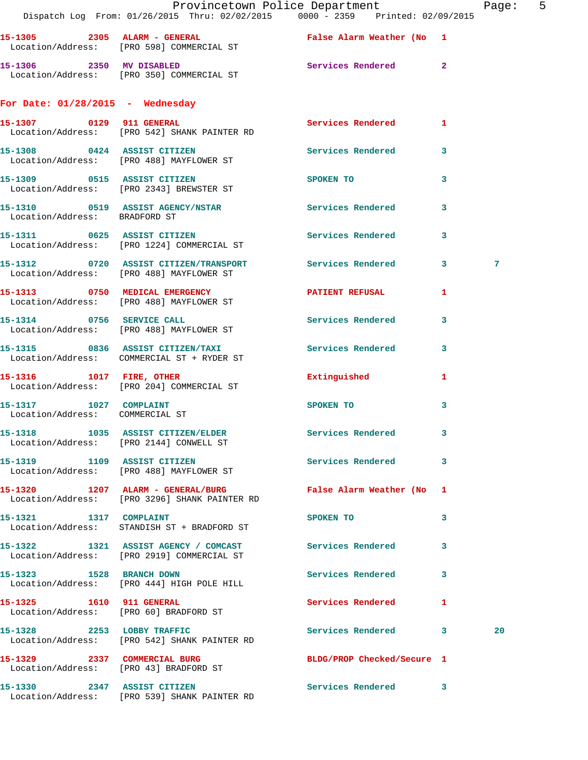15-1305 2305 ALARM - GENERAL False Alarm Weather (No 1
Location/Address: [PRO 598] COMMERCIAL ST

15-1306 2350 MV DISABLED Services Rendered 2
Location/Address: [PRO 350] COMMERCIAL ST

**For Date: 01/28/2015 - Wednesday**

15-1307 0129 911 GENERAL Services Rendered 1
Location/Address: [PRO 542] SHANK PAINTER RD

15-1308 0424 ASSIST CITIZEN Services Rendered 3
Location/Address: [PRO 488] MAYFLOWER ST

15-1309 0515 ASSIST CITIZEN SPOKEN TO 3
Location/Address: [PRO 2343] BREWSTER ST

15-1310 0519 ASSIST AGENCY/NSTAR Services Rendered 3
Location/Address: BRADFORD ST

15-1311 0625 ASSIST CITIZEN Services Rendered 3
Location/Address: [PRO 1224] COMMERCIAL ST

15-1312 0720 ASSIST CITIZEN/TRANSPORT Services Rendered 3 7
Location/Address: [PRO 488] MAYFLOWER ST

15-1313 0750 MEDICAL EMERGENCY PATIENT REFUSAL 1
Location/Address: [PRO 488] MAYFLOWER ST

15-1314 0756 SERVICE CALL Services Rendered 3
Location/Address: [PRO 488] MAYFLOWER ST

15-1315 0836 ASSIST CITIZEN/TAXI Services Rendered 3
Location/Address: COMMERCIAL ST + RYDER ST

15-1316 1017 FIRE, OTHER Extinguished 1
Location/Address: [PRO 204] COMMERCIAL ST

15-1317 1027 COMPLAINT SPOKEN TO 3
Location/Address: COMMERCIAL ST

15-1318 1035 ASSIST CITIZEN/ELDER Services Rendered 3
Location/Address: [PRO 2144] CONWELL ST

15-1319 1109 ASSIST CITIZEN Services Rendered 3
Location/Address: [PRO 488] MAYFLOWER ST

15-1320 1207 ALARM - GENERAL/BURG False Alarm Weather (No 1
Location/Address: [PRO 3296] SHANK PAINTER RD

15-1321 1317 COMPLAINT SPOKEN TO 3
Location/Address: STANDISH ST + BRADFORD ST

15-1322 1321 ASSIST AGENCY / COMCAST Services Rendered 3
Location/Address: [PRO 2919] COMMERCIAL ST

15-1323 1528 BRANCH DOWN Services Rendered 3
Location/Address: [PRO 444] HIGH POLE HILL

15-1325 1610 911 GENERAL Services Rendered 1
Location/Address: [PRO 60] BRADFORD ST

15-1328 2253 LOBBY TRAFFIC Services Rendered 3 20
Location/Address: [PRO 542] SHANK PAINTER RD

15-1329 2337 COMMERCIAL BURG BLDG/PROP Checked/Secure 1
Location/Address: [PRO 43] BRADFORD ST

15-1330 2347 ASSIST CITIZEN Services Rendered 3
Location/Address: [PRO 539] SHANK PAINTER RD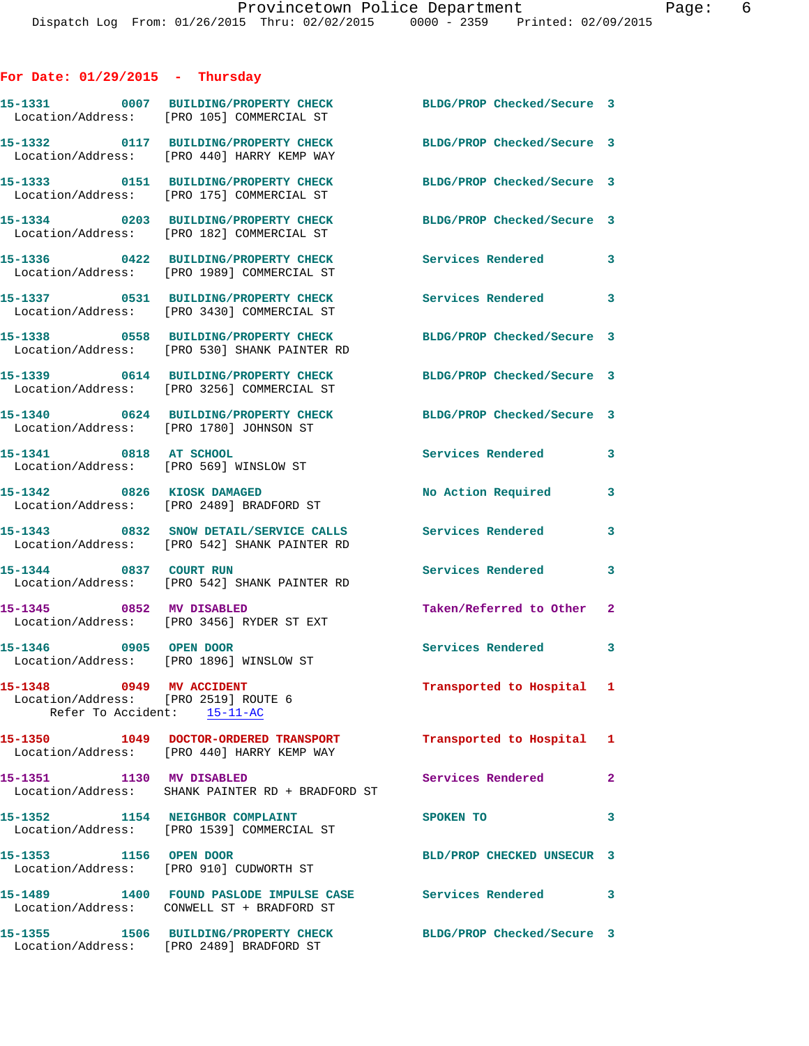## For Date: 01/29/2015 - Thursday

**15-1331** 0007 **BUILDING/PROPERTY CHECK** BLDG/PROP Checked/Secure 3
Location/Address: [PRO 105] COMMERCIAL ST

**15-1332** 0117 **BUILDING/PROPERTY CHECK** BLDG/PROP Checked/Secure 3
Location/Address: [PRO 440] HARRY KEMP WAY

**15-1333** 0151 **BUILDING/PROPERTY CHECK** BLDG/PROP Checked/Secure 3
Location/Address: [PRO 175] COMMERCIAL ST

**15-1334** 0203 **BUILDING/PROPERTY CHECK** BLDG/PROP Checked/Secure 3
Location/Address: [PRO 182] COMMERCIAL ST

**15-1336** 0422 **BUILDING/PROPERTY CHECK** Services Rendered 3
Location/Address: [PRO 1989] COMMERCIAL ST

**15-1337** 0531 **BUILDING/PROPERTY CHECK** Services Rendered 3
Location/Address: [PRO 3430] COMMERCIAL ST

**15-1338** 0558 **BUILDING/PROPERTY CHECK** BLDG/PROP Checked/Secure 3
Location/Address: [PRO 530] SHANK PAINTER RD

**15-1339** 0614 **BUILDING/PROPERTY CHECK** BLDG/PROP Checked/Secure 3
Location/Address: [PRO 3256] COMMERCIAL ST

**15-1340** 0624 **BUILDING/PROPERTY CHECK** BLDG/PROP Checked/Secure 3
Location/Address: [PRO 1780] JOHNSON ST

**15-1341** 0818 **AT SCHOOL** Services Rendered 3
Location/Address: [PRO 569] WINSLOW ST

**15-1342** 0826 **KIOSK DAMAGED** No Action Required 3
Location/Address: [PRO 2489] BRADFORD ST

**15-1343** 0832 **SNOW DETAIL/SERVICE CALLS** Services Rendered 3
Location/Address: [PRO 542] SHANK PAINTER RD

**15-1344** 0837 **COURT RUN** Services Rendered 3
Location/Address: [PRO 542] SHANK PAINTER RD

**15-1345** 0852 **MV DISABLED** Taken/Referred to Other 2
Location/Address: [PRO 3456] RYDER ST EXT

**15-1346** 0905 **OPEN DOOR** Services Rendered 3
Location/Address: [PRO 1896] WINSLOW ST

**15-1348** 0949 **MV ACCIDENT** Transported to Hospital 1
Location/Address: [PRO 2519] ROUTE 6
Refer To Accident: 15-11-AC

**15-1350** 1049 **DOCTOR-ORDERED TRANSPORT** Transported to Hospital 1
Location/Address: [PRO 440] HARRY KEMP WAY

**15-1351** 1130 **MV DISABLED** Services Rendered 2
Location/Address: SHANK PAINTER RD + BRADFORD ST

**15-1352** 1154 **NEIGHBOR COMPLAINT** SPOKEN TO 3
Location/Address: [PRO 1539] COMMERCIAL ST

**15-1353** 1156 **OPEN DOOR** BLD/PROP CHECKED UNSECUR 3
Location/Address: [PRO 910] CUDWORTH ST

**15-1489** 1400 **FOUND PASLODE IMPULSE CASE** Services Rendered 3
Location/Address: CONWELL ST + BRADFORD ST

**15-1355** 1506 **BUILDING/PROPERTY CHECK** BLDG/PROP Checked/Secure 3
Location/Address: [PRO 2489] BRADFORD ST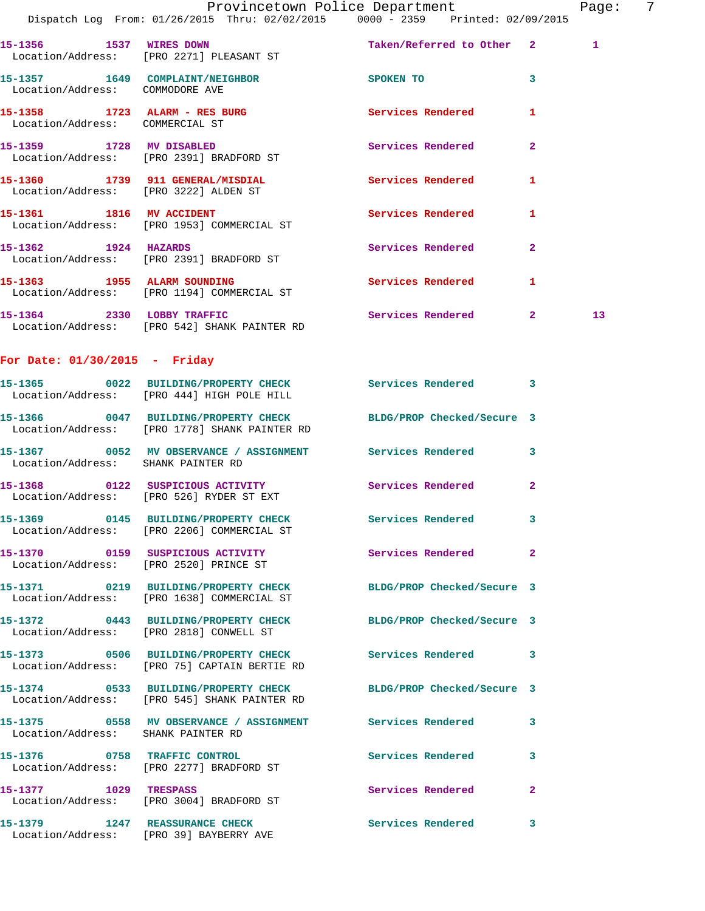15-1356 1537 WIRES DOWN Taken/Referred to Other 2 1
Location/Address: [PRO 2271] PLEASANT ST

15-1357 1649 COMPLAINT/NEIGHBOR SPOKEN TO 3
Location/Address: COMMODORE AVE

15-1358 1723 ALARM - RES BURG Services Rendered 1
Location/Address: COMMERCIAL ST

15-1359 1728 MV DISABLED Services Rendered 2
Location/Address: [PRO 2391] BRADFORD ST

15-1360 1739 911 GENERAL/MISDIAL Services Rendered 1
Location/Address: [PRO 3222] ALDEN ST

15-1361 1816 MV ACCIDENT Services Rendered 1
Location/Address: [PRO 1953] COMMERCIAL ST

15-1362 1924 HAZARDS Services Rendered 2
Location/Address: [PRO 2391] BRADFORD ST

15-1363 1955 ALARM SOUNDING Services Rendered 1
Location/Address: [PRO 1194] COMMERCIAL ST

15-1364 2330 LOBBY TRAFFIC Services Rendered 2 13
Location/Address: [PRO 542] SHANK PAINTER RD

## For Date: 01/30/2015 - Friday

15-1365 0022 BUILDING/PROPERTY CHECK Services Rendered 3
Location/Address: [PRO 444] HIGH POLE HILL

15-1366 0047 BUILDING/PROPERTY CHECK BLDG/PROP Checked/Secure 3
Location/Address: [PRO 1778] SHANK PAINTER RD

15-1367 0052 MV OBSERVANCE / ASSIGNMENT Services Rendered 3
Location/Address: SHANK PAINTER RD

15-1368 0122 SUSPICIOUS ACTIVITY Services Rendered 2
Location/Address: [PRO 526] RYDER ST EXT

15-1369 0145 BUILDING/PROPERTY CHECK Services Rendered 3
Location/Address: [PRO 2206] COMMERCIAL ST

15-1370 0159 SUSPICIOUS ACTIVITY Services Rendered 2
Location/Address: [PRO 2520] PRINCE ST

15-1371 0219 BUILDING/PROPERTY CHECK BLDG/PROP Checked/Secure 3
Location/Address: [PRO 1638] COMMERCIAL ST

15-1372 0443 BUILDING/PROPERTY CHECK BLDG/PROP Checked/Secure 3
Location/Address: [PRO 2818] CONWELL ST

15-1373 0506 BUILDING/PROPERTY CHECK Services Rendered 3
Location/Address: [PRO 75] CAPTAIN BERTIE RD

15-1374 0533 BUILDING/PROPERTY CHECK BLDG/PROP Checked/Secure 3
Location/Address: [PRO 545] SHANK PAINTER RD

15-1375 0558 MV OBSERVANCE / ASSIGNMENT Services Rendered 3
Location/Address: SHANK PAINTER RD

15-1376 0758 TRAFFIC CONTROL Services Rendered 3
Location/Address: [PRO 2277] BRADFORD ST

15-1377 1029 TRESPASS Services Rendered 2
Location/Address: [PRO 3004] BRADFORD ST

15-1379 1247 REASSURANCE CHECK Services Rendered 3
Location/Address: [PRO 39] BAYBERRY AVE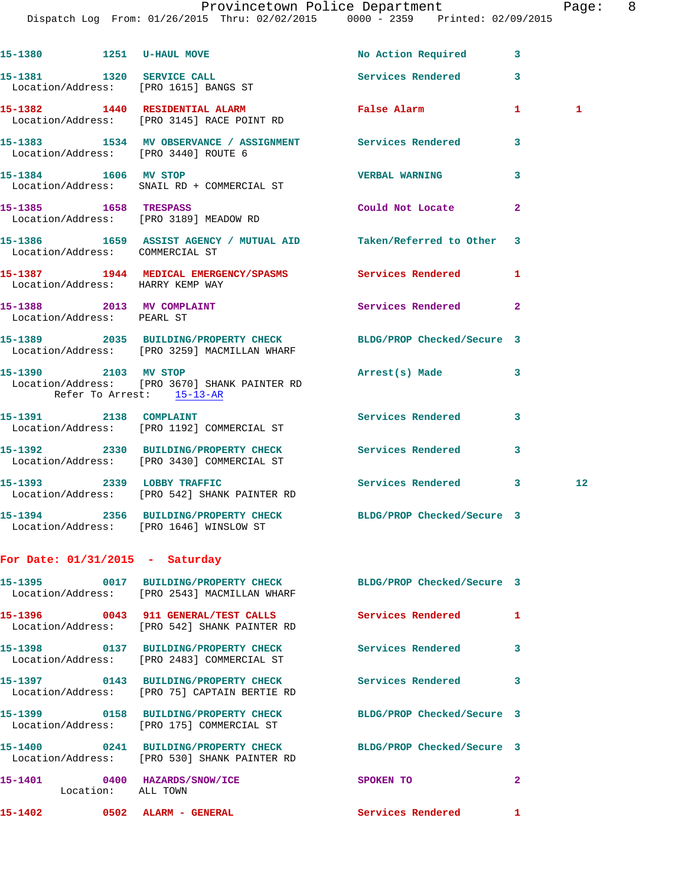15-1380 1251 U-HAUL MOVE — No Action Required 3

15-1381 1320 SERVICE CALL — Services Rendered 3
Location/Address: [PRO 1615] BANGS ST

15-1382 1440 RESIDENTIAL ALARM — False Alarm 1 1
Location/Address: [PRO 3145] RACE POINT RD

15-1383 1534 MV OBSERVANCE / ASSIGNMENT — Services Rendered 3
Location/Address: [PRO 3440] ROUTE 6

15-1384 1606 MV STOP — VERBAL WARNING 3
Location/Address: SNAIL RD + COMMERCIAL ST

15-1385 1658 TRESPASS — Could Not Locate 2
Location/Address: [PRO 3189] MEADOW RD

15-1386 1659 ASSIST AGENCY / MUTUAL AID — Taken/Referred to Other 3
Location/Address: COMMERCIAL ST

15-1387 1944 MEDICAL EMERGENCY/SPASMS — Services Rendered 1
Location/Address: HARRY KEMP WAY

15-1388 2013 MV COMPLAINT — Services Rendered 2
Location/Address: PEARL ST

15-1389 2035 BUILDING/PROPERTY CHECK — BLDG/PROP Checked/Secure 3
Location/Address: [PRO 3259] MACMILLAN WHARF

15-1390 2103 MV STOP — Arrest(s) Made 3
Location/Address: [PRO 3670] SHANK PAINTER RD
Refer To Arrest: 15-13-AR

15-1391 2138 COMPLAINT — Services Rendered 3
Location/Address: [PRO 1192] COMMERCIAL ST

15-1392 2330 BUILDING/PROPERTY CHECK — Services Rendered 3
Location/Address: [PRO 3430] COMMERCIAL ST

15-1393 2339 LOBBY TRAFFIC — Services Rendered 3 12
Location/Address: [PRO 542] SHANK PAINTER RD

15-1394 2356 BUILDING/PROPERTY CHECK — BLDG/PROP Checked/Secure 3
Location/Address: [PRO 1646] WINSLOW ST

## For Date: 01/31/2015 - Saturday

15-1395 0017 BUILDING/PROPERTY CHECK — BLDG/PROP Checked/Secure 3
Location/Address: [PRO 2543] MACMILLAN WHARF

15-1396 0043 911 GENERAL/TEST CALLS — Services Rendered 1
Location/Address: [PRO 542] SHANK PAINTER RD

15-1398 0137 BUILDING/PROPERTY CHECK — Services Rendered 3
Location/Address: [PRO 2483] COMMERCIAL ST

15-1397 0143 BUILDING/PROPERTY CHECK — Services Rendered 3
Location/Address: [PRO 75] CAPTAIN BERTIE RD

15-1399 0158 BUILDING/PROPERTY CHECK — BLDG/PROP Checked/Secure 3
Location/Address: [PRO 175] COMMERCIAL ST

15-1400 0241 BUILDING/PROPERTY CHECK — BLDG/PROP Checked/Secure 3
Location/Address: [PRO 530] SHANK PAINTER RD

15-1401 0400 HAZARDS/SNOW/ICE — SPOKEN TO 2
Location: ALL TOWN

15-1402 0502 ALARM - GENERAL — Services Rendered 1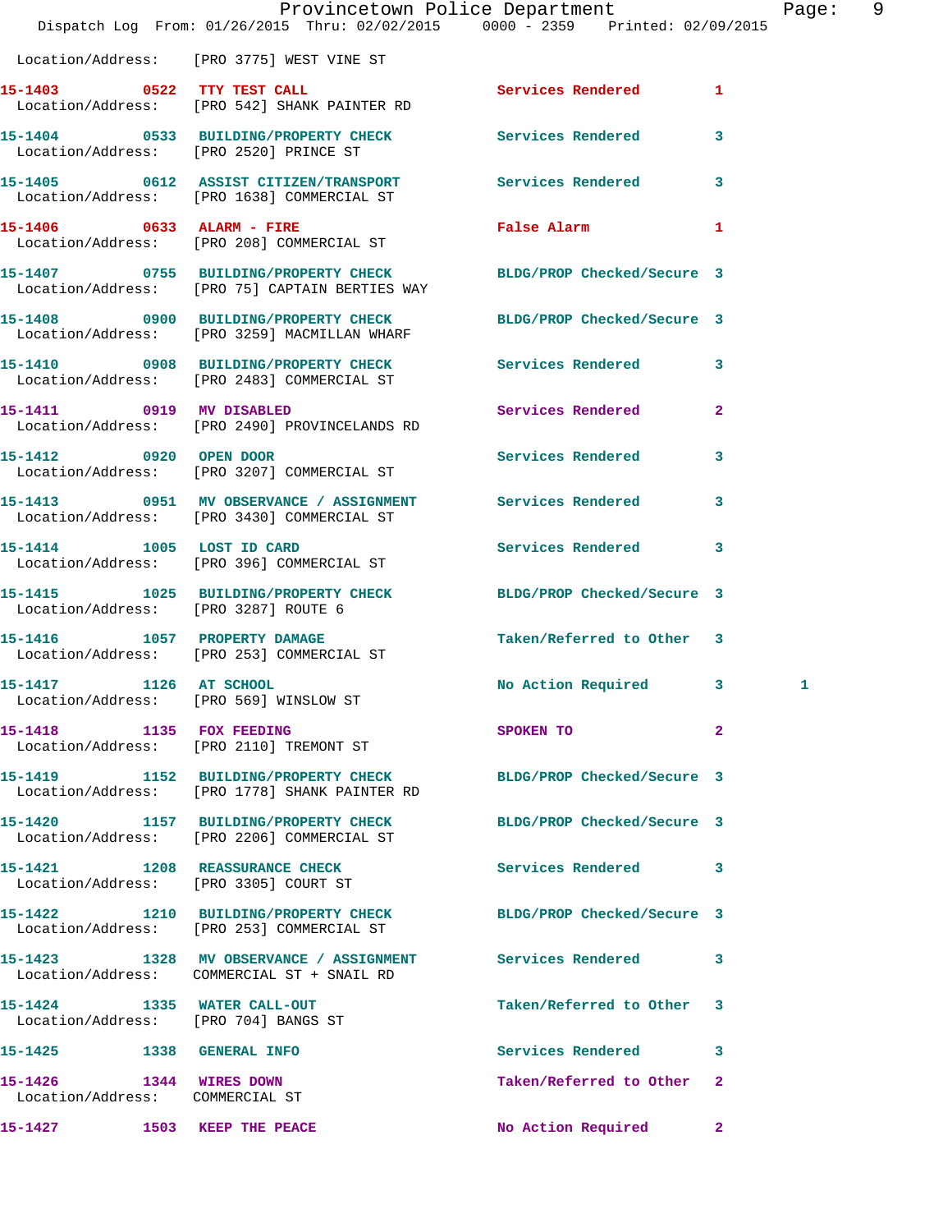Location/Address: [PRO 3775] WEST VINE ST

15-1403 0522 TTY TEST CALL Services Rendered 1
Location/Address: [PRO 542] SHANK PAINTER RD

15-1404 0533 BUILDING/PROPERTY CHECK Services Rendered 3
Location/Address: [PRO 2520] PRINCE ST

15-1405 0612 ASSIST CITIZEN/TRANSPORT Services Rendered 3
Location/Address: [PRO 1638] COMMERCIAL ST

15-1406 0633 ALARM - FIRE False Alarm 1
Location/Address: [PRO 208] COMMERCIAL ST

15-1407 0755 BUILDING/PROPERTY CHECK BLDG/PROP Checked/Secure 3
Location/Address: [PRO 75] CAPTAIN BERTIES WAY

15-1408 0900 BUILDING/PROPERTY CHECK BLDG/PROP Checked/Secure 3
Location/Address: [PRO 3259] MACMILLAN WHARF

15-1410 0908 BUILDING/PROPERTY CHECK Services Rendered 3
Location/Address: [PRO 2483] COMMERCIAL ST

15-1411 0919 MV DISABLED Services Rendered 2
Location/Address: [PRO 2490] PROVINCELANDS RD

15-1412 0920 OPEN DOOR Services Rendered 3
Location/Address: [PRO 3207] COMMERCIAL ST

15-1413 0951 MV OBSERVANCE / ASSIGNMENT Services Rendered 3
Location/Address: [PRO 3430] COMMERCIAL ST

15-1414 1005 LOST ID CARD Services Rendered 3
Location/Address: [PRO 396] COMMERCIAL ST

15-1415 1025 BUILDING/PROPERTY CHECK BLDG/PROP Checked/Secure 3
Location/Address: [PRO 3287] ROUTE 6

15-1416 1057 PROPERTY DAMAGE Taken/Referred to Other 3
Location/Address: [PRO 253] COMMERCIAL ST

15-1417 1126 AT SCHOOL No Action Required 3 1
Location/Address: [PRO 569] WINSLOW ST

15-1418 1135 FOX FEEDING SPOKEN TO 2
Location/Address: [PRO 2110] TREMONT ST

15-1419 1152 BUILDING/PROPERTY CHECK BLDG/PROP Checked/Secure 3
Location/Address: [PRO 1778] SHANK PAINTER RD

15-1420 1157 BUILDING/PROPERTY CHECK BLDG/PROP Checked/Secure 3
Location/Address: [PRO 2206] COMMERCIAL ST

15-1421 1208 REASSURANCE CHECK Services Rendered 3
Location/Address: [PRO 3305] COURT ST

15-1422 1210 BUILDING/PROPERTY CHECK BLDG/PROP Checked/Secure 3
Location/Address: [PRO 253] COMMERCIAL ST

15-1423 1328 MV OBSERVANCE / ASSIGNMENT Services Rendered 3
Location/Address: COMMERCIAL ST + SNAIL RD

15-1424 1335 WATER CALL-OUT Taken/Referred to Other 3
Location/Address: [PRO 704] BANGS ST

15-1425 1338 GENERAL INFO Services Rendered 3

15-1426 1344 WIRES DOWN Taken/Referred to Other 2
Location/Address: COMMERCIAL ST

15-1427 1503 KEEP THE PEACE No Action Required 2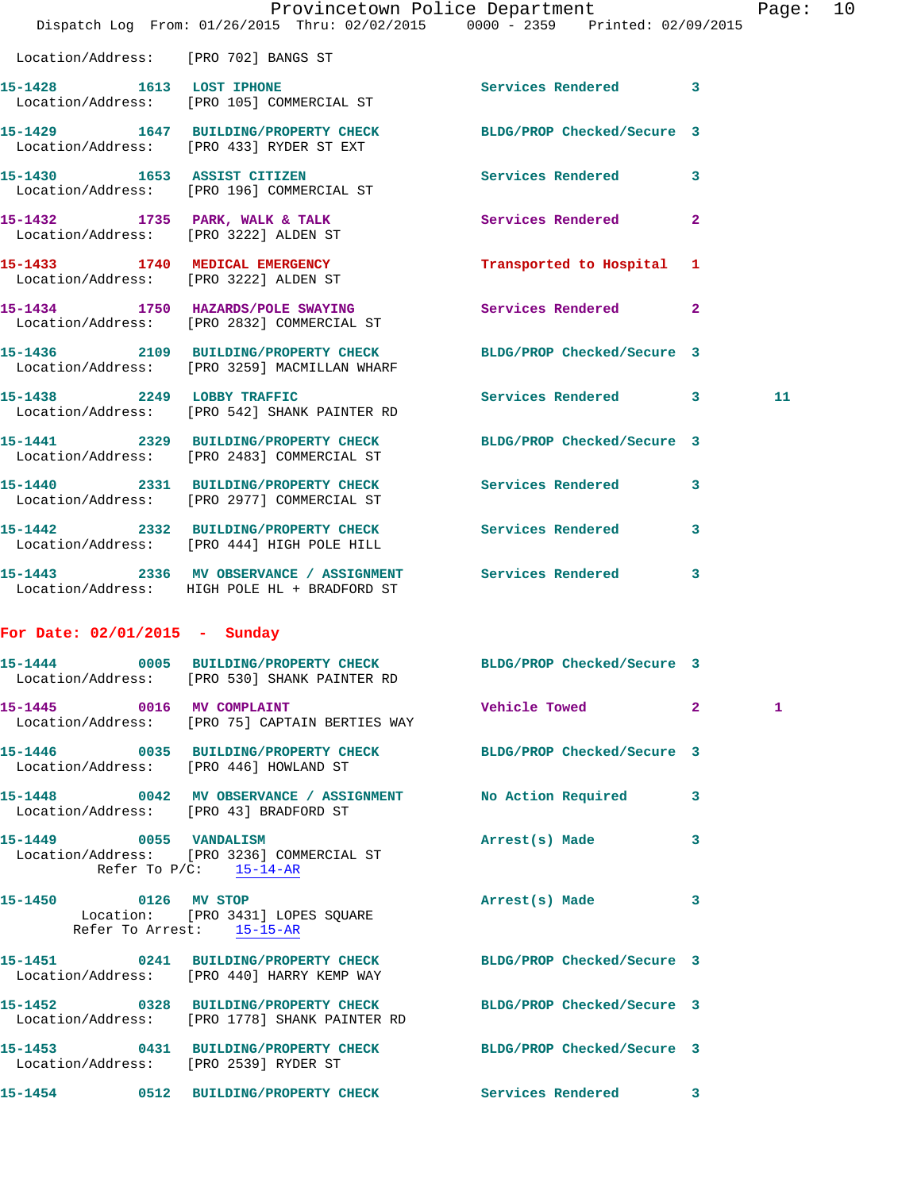Location/Address: [PRO 702] BANGS ST

15-1428 1613 LOST IPHONE Services Rendered 3
Location/Address: [PRO 105] COMMERCIAL ST

15-1429 1647 BUILDING/PROPERTY CHECK BLDG/PROP Checked/Secure 3
Location/Address: [PRO 433] RYDER ST EXT

15-1430 1653 ASSIST CITIZEN Services Rendered 3
Location/Address: [PRO 196] COMMERCIAL ST

15-1432 1735 PARK, WALK & TALK Services Rendered 2
Location/Address: [PRO 3222] ALDEN ST

15-1433 1740 MEDICAL EMERGENCY Transported to Hospital 1
Location/Address: [PRO 3222] ALDEN ST

15-1434 1750 HAZARDS/POLE SWAYING Services Rendered 2
Location/Address: [PRO 2832] COMMERCIAL ST

15-1436 2109 BUILDING/PROPERTY CHECK BLDG/PROP Checked/Secure 3
Location/Address: [PRO 3259] MACMILLAN WHARF

15-1438 2249 LOBBY TRAFFIC Services Rendered 3 11
Location/Address: [PRO 542] SHANK PAINTER RD

15-1441 2329 BUILDING/PROPERTY CHECK BLDG/PROP Checked/Secure 3
Location/Address: [PRO 2483] COMMERCIAL ST

15-1440 2331 BUILDING/PROPERTY CHECK Services Rendered 3
Location/Address: [PRO 2977] COMMERCIAL ST

15-1442 2332 BUILDING/PROPERTY CHECK Services Rendered 3
Location/Address: [PRO 444] HIGH POLE HILL

15-1443 2336 MV OBSERVANCE / ASSIGNMENT Services Rendered 3
Location/Address: HIGH POLE HL + BRADFORD ST

## For Date: 02/01/2015 - Sunday

15-1444 0005 BUILDING/PROPERTY CHECK BLDG/PROP Checked/Secure 3
Location/Address: [PRO 530] SHANK PAINTER RD

15-1445 0016 MV COMPLAINT Vehicle Towed 2 1
Location/Address: [PRO 75] CAPTAIN BERTIES WAY

15-1446 0035 BUILDING/PROPERTY CHECK BLDG/PROP Checked/Secure 3
Location/Address: [PRO 446] HOWLAND ST

15-1448 0042 MV OBSERVANCE / ASSIGNMENT No Action Required 3
Location/Address: [PRO 43] BRADFORD ST

15-1449 0055 VANDALISM Arrest(s) Made 3
Location/Address: [PRO 3236] COMMERCIAL ST
Refer To P/C: 15-14-AR

15-1450 0126 MV STOP Arrest(s) Made 3
Location: [PRO 3431] LOPES SQUARE
Refer To Arrest: 15-15-AR

15-1451 0241 BUILDING/PROPERTY CHECK BLDG/PROP Checked/Secure 3
Location/Address: [PRO 440] HARRY KEMP WAY

15-1452 0328 BUILDING/PROPERTY CHECK BLDG/PROP Checked/Secure 3
Location/Address: [PRO 1778] SHANK PAINTER RD

15-1453 0431 BUILDING/PROPERTY CHECK BLDG/PROP Checked/Secure 3
Location/Address: [PRO 2539] RYDER ST

15-1454 0512 BUILDING/PROPERTY CHECK Services Rendered 3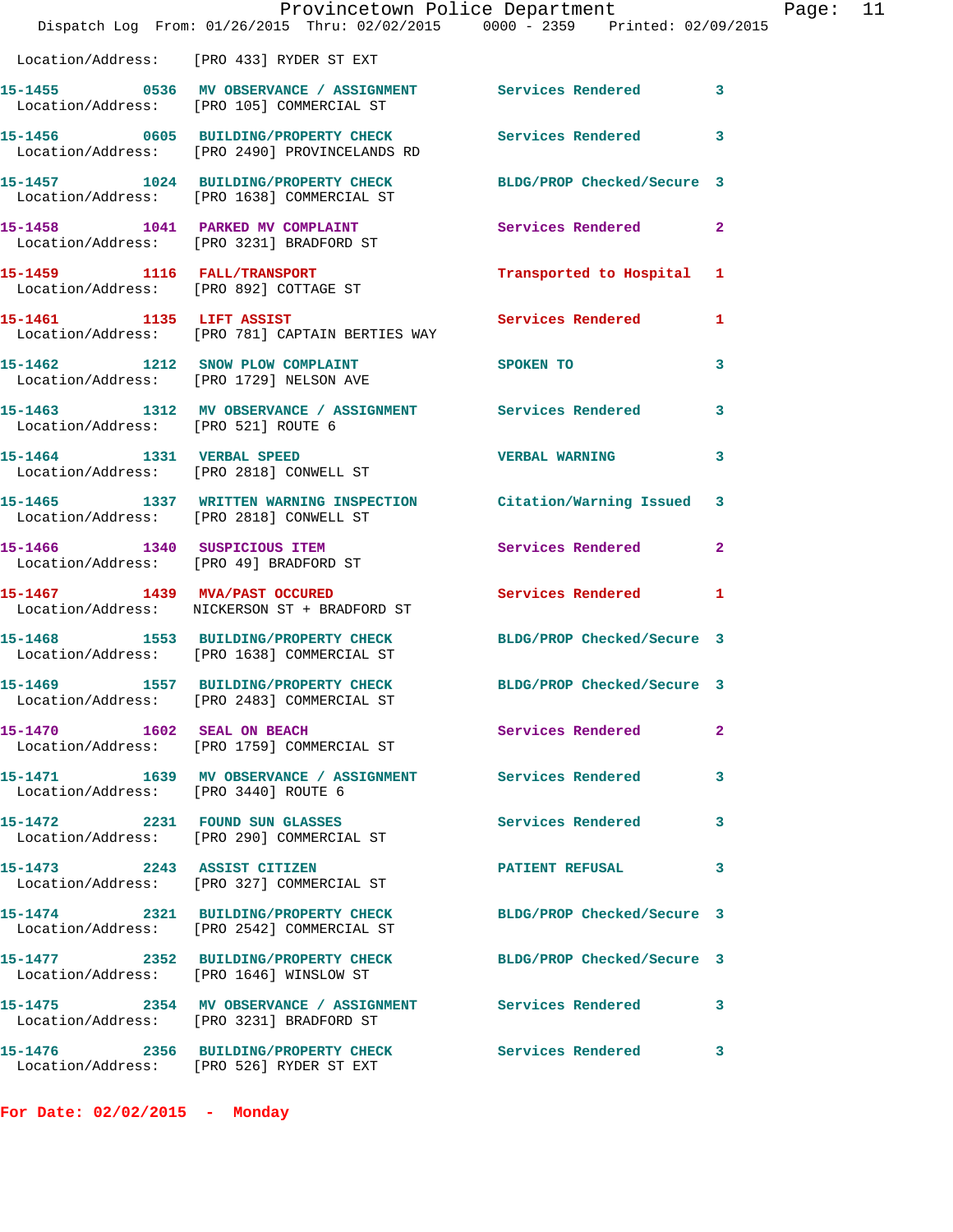Location/Address: [PRO 433] RYDER ST EXT

| Call # | Time | Call Reason | Action | Priority |
|---|---|---|---|---|
| 15-1455 | 0536 | MV OBSERVANCE / ASSIGNMENT | Services Rendered | 3 |
| | | Location/Address: [PRO 105] COMMERCIAL ST | | |
| 15-1456 | 0605 | BUILDING/PROPERTY CHECK | Services Rendered | 3 |
| | | Location/Address: [PRO 2490] PROVINCELANDS RD | | |
| 15-1457 | 1024 | BUILDING/PROPERTY CHECK | BLDG/PROP Checked/Secure | 3 |
| | | Location/Address: [PRO 1638] COMMERCIAL ST | | |
| 15-1458 | 1041 | PARKED MV COMPLAINT | Services Rendered | 2 |
| | | Location/Address: [PRO 3231] BRADFORD ST | | |
| 15-1459 | 1116 | FALL/TRANSPORT | Transported to Hospital | 1 |
| | | Location/Address: [PRO 892] COTTAGE ST | | |
| 15-1461 | 1135 | LIFT ASSIST | Services Rendered | 1 |
| | | Location/Address: [PRO 781] CAPTAIN BERTIES WAY | | |
| 15-1462 | 1212 | SNOW PLOW COMPLAINT | SPOKEN TO | 3 |
| | | Location/Address: [PRO 1729] NELSON AVE | | |
| 15-1463 | 1312 | MV OBSERVANCE / ASSIGNMENT | Services Rendered | 3 |
| | | Location/Address: [PRO 521] ROUTE 6 | | |
| 15-1464 | 1331 | VERBAL SPEED | VERBAL WARNING | 3 |
| | | Location/Address: [PRO 2818] CONWELL ST | | |
| 15-1465 | 1337 | WRITTEN WARNING INSPECTION | Citation/Warning Issued | 3 |
| | | Location/Address: [PRO 2818] CONWELL ST | | |
| 15-1466 | 1340 | SUSPICIOUS ITEM | Services Rendered | 2 |
| | | Location/Address: [PRO 49] BRADFORD ST | | |
| 15-1467 | 1439 | MVA/PAST OCCURED | Services Rendered | 1 |
| | | Location/Address: NICKERSON ST + BRADFORD ST | | |
| 15-1468 | 1553 | BUILDING/PROPERTY CHECK | BLDG/PROP Checked/Secure | 3 |
| | | Location/Address: [PRO 1638] COMMERCIAL ST | | |
| 15-1469 | 1557 | BUILDING/PROPERTY CHECK | BLDG/PROP Checked/Secure | 3 |
| | | Location/Address: [PRO 2483] COMMERCIAL ST | | |
| 15-1470 | 1602 | SEAL ON BEACH | Services Rendered | 2 |
| | | Location/Address: [PRO 1759] COMMERCIAL ST | | |
| 15-1471 | 1639 | MV OBSERVANCE / ASSIGNMENT | Services Rendered | 3 |
| | | Location/Address: [PRO 3440] ROUTE 6 | | |
| 15-1472 | 2231 | FOUND SUN GLASSES | Services Rendered | 3 |
| | | Location/Address: [PRO 290] COMMERCIAL ST | | |
| 15-1473 | 2243 | ASSIST CITIZEN | PATIENT REFUSAL | 3 |
| | | Location/Address: [PRO 327] COMMERCIAL ST | | |
| 15-1474 | 2321 | BUILDING/PROPERTY CHECK | BLDG/PROP Checked/Secure | 3 |
| | | Location/Address: [PRO 2542] COMMERCIAL ST | | |
| 15-1477 | 2352 | BUILDING/PROPERTY CHECK | BLDG/PROP Checked/Secure | 3 |
| | | Location/Address: [PRO 1646] WINSLOW ST | | |
| 15-1475 | 2354 | MV OBSERVANCE / ASSIGNMENT | Services Rendered | 3 |
| | | Location/Address: [PRO 3231] BRADFORD ST | | |
| 15-1476 | 2356 | BUILDING/PROPERTY CHECK | Services Rendered | 3 |
| | | Location/Address: [PRO 526] RYDER ST EXT | | |

**For Date: 02/02/2015 - Monday**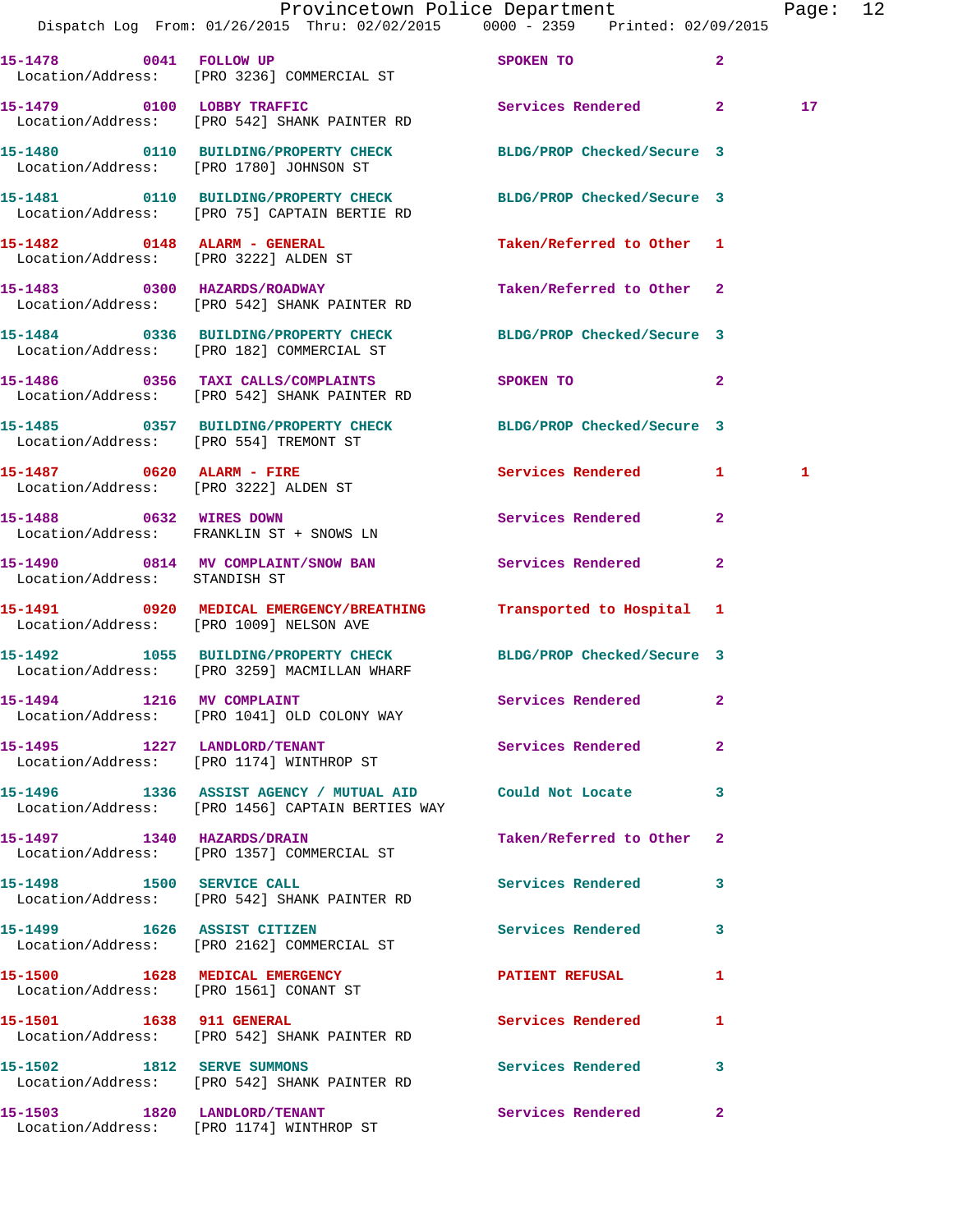| Call # | Time | Call Reason | Action | Priority | |
|---|---|---|---|---|---|
| 15-1478 | 0041 | FOLLOW UP | SPOKEN TO | 2 | |
| Location/Address: | | [PRO 3236] COMMERCIAL ST | | | |
| 15-1479 | 0100 | LOBBY TRAFFIC | Services Rendered | 2 | 17 |
| Location/Address: | | [PRO 542] SHANK PAINTER RD | | | |
| 15-1480 | 0110 | BUILDING/PROPERTY CHECK | BLDG/PROP Checked/Secure | 3 | |
| Location/Address: | | [PRO 1780] JOHNSON ST | | | |
| 15-1481 | 0110 | BUILDING/PROPERTY CHECK | BLDG/PROP Checked/Secure | 3 | |
| Location/Address: | | [PRO 75] CAPTAIN BERTIE RD | | | |
| 15-1482 | 0148 | ALARM - GENERAL | Taken/Referred to Other | 1 | |
| Location/Address: | | [PRO 3222] ALDEN ST | | | |
| 15-1483 | 0300 | HAZARDS/ROADWAY | Taken/Referred to Other | 2 | |
| Location/Address: | | [PRO 542] SHANK PAINTER RD | | | |
| 15-1484 | 0336 | BUILDING/PROPERTY CHECK | BLDG/PROP Checked/Secure | 3 | |
| Location/Address: | | [PRO 182] COMMERCIAL ST | | | |
| 15-1486 | 0356 | TAXI CALLS/COMPLAINTS | SPOKEN TO | 2 | |
| Location/Address: | | [PRO 542] SHANK PAINTER RD | | | |
| 15-1485 | 0357 | BUILDING/PROPERTY CHECK | BLDG/PROP Checked/Secure | 3 | |
| Location/Address: | | [PRO 554] TREMONT ST | | | |
| 15-1487 | 0620 | ALARM - FIRE | Services Rendered | 1 | 1 |
| Location/Address: | | [PRO 3222] ALDEN ST | | | |
| 15-1488 | 0632 | WIRES DOWN | Services Rendered | 2 | |
| Location/Address: | | FRANKLIN ST + SNOWS LN | | | |
| 15-1490 | 0814 | MV COMPLAINT/SNOW BAN | Services Rendered | 2 | |
| Location/Address: | | STANDISH ST | | | |
| 15-1491 | 0920 | MEDICAL EMERGENCY/BREATHING | Transported to Hospital | 1 | |
| Location/Address: | | [PRO 1009] NELSON AVE | | | |
| 15-1492 | 1055 | BUILDING/PROPERTY CHECK | BLDG/PROP Checked/Secure | 3 | |
| Location/Address: | | [PRO 3259] MACMILLAN WHARF | | | |
| 15-1494 | 1216 | MV COMPLAINT | Services Rendered | 2 | |
| Location/Address: | | [PRO 1041] OLD COLONY WAY | | | |
| 15-1495 | 1227 | LANDLORD/TENANT | Services Rendered | 2 | |
| Location/Address: | | [PRO 1174] WINTHROP ST | | | |
| 15-1496 | 1336 | ASSIST AGENCY / MUTUAL AID | Could Not Locate | 3 | |
| Location/Address: | | [PRO 1456] CAPTAIN BERTIES WAY | | | |
| 15-1497 | 1340 | HAZARDS/DRAIN | Taken/Referred to Other | 2 | |
| Location/Address: | | [PRO 1357] COMMERCIAL ST | | | |
| 15-1498 | 1500 | SERVICE CALL | Services Rendered | 3 | |
| Location/Address: | | [PRO 542] SHANK PAINTER RD | | | |
| 15-1499 | 1626 | ASSIST CITIZEN | Services Rendered | 3 | |
| Location/Address: | | [PRO 2162] COMMERCIAL ST | | | |
| 15-1500 | 1628 | MEDICAL EMERGENCY | PATIENT REFUSAL | 1 | |
| Location/Address: | | [PRO 1561] CONANT ST | | | |
| 15-1501 | 1638 | 911 GENERAL | Services Rendered | 1 | |
| Location/Address: | | [PRO 542] SHANK PAINTER RD | | | |
| 15-1502 | 1812 | SERVE SUMMONS | Services Rendered | 3 | |
| Location/Address: | | [PRO 542] SHANK PAINTER RD | | | |
| 15-1503 | 1820 | LANDLORD/TENANT | Services Rendered | 2 | |
| Location/Address: | | [PRO 1174] WINTHROP ST | | | |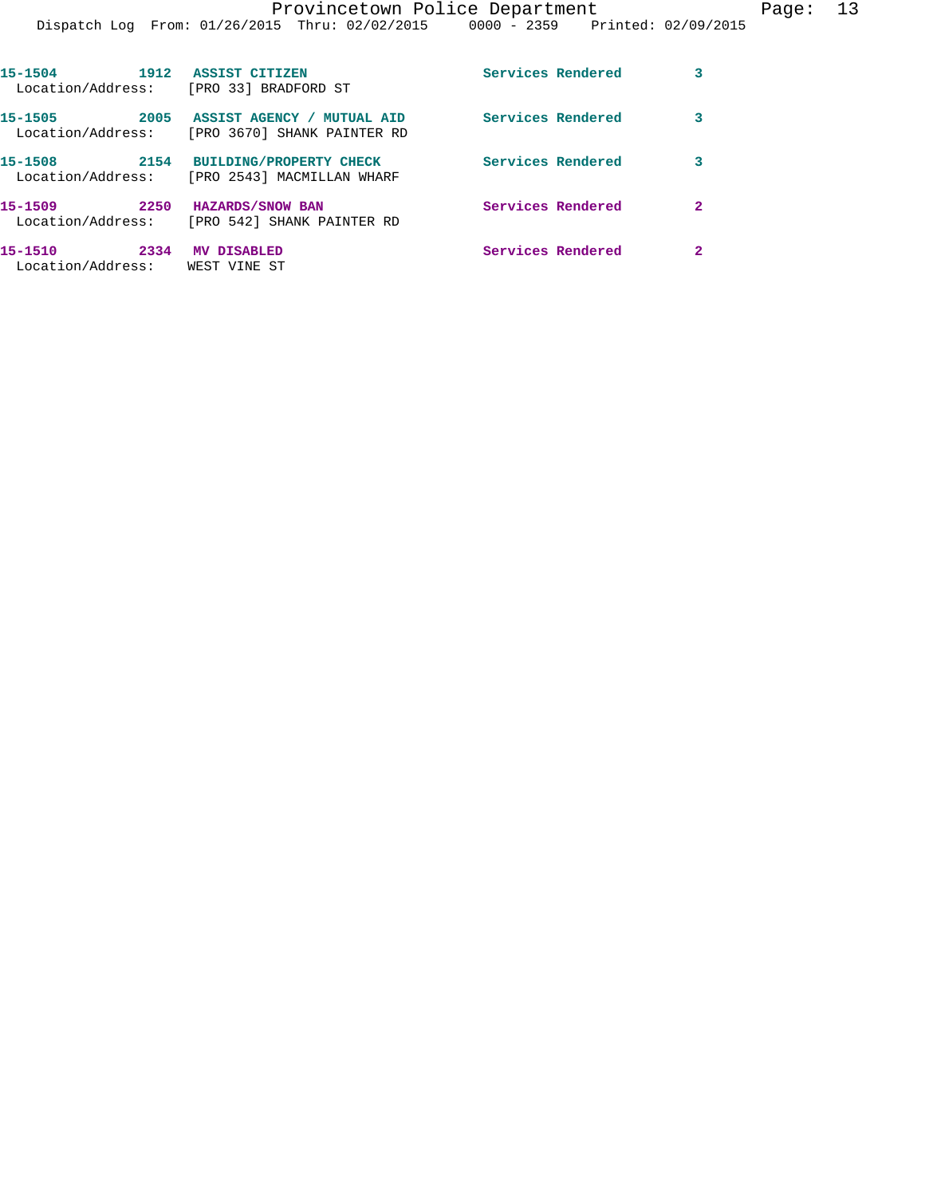15-1504 1912 **ASSIST CITIZEN** Services Rendered 3
Location/Address: [PRO 33] BRADFORD ST

15-1505 2005 **ASSIST AGENCY / MUTUAL AID** Services Rendered 3
Location/Address: [PRO 3670] SHANK PAINTER RD

15-1508 2154 **BUILDING/PROPERTY CHECK** Services Rendered 3
Location/Address: [PRO 2543] MACMILLAN WHARF

15-1509 2250 **HAZARDS/SNOW BAN** Services Rendered 2
Location/Address: [PRO 542] SHANK PAINTER RD

15-1510 2334 **MV DISABLED** Services Rendered 2
Location/Address: WEST VINE ST